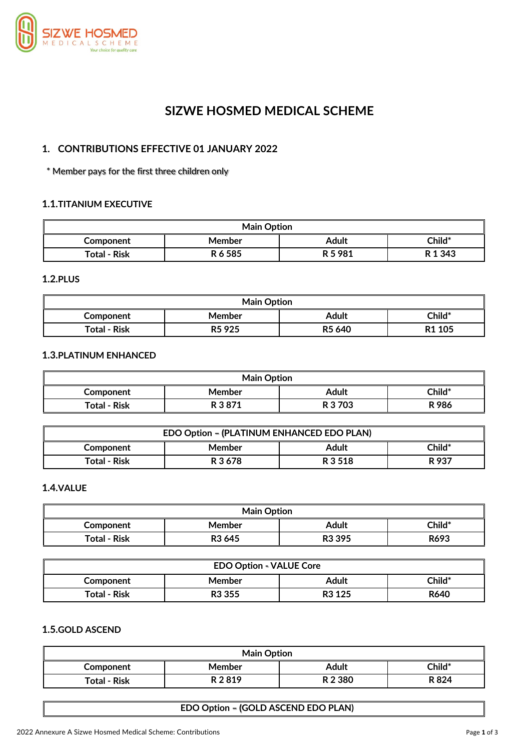# SIZWE HOSMED MEDICAL SCHEME

## 1. CONTRIBUTIONS EFFECTIVE 01 JANUARY 2022

* Member pays for the first three children only

### 1.1.TITANIUM EXECUTIVE

| Main Option | | | |
|---|---|---|---|
| Component | Member | Adult | Child* |
| Total - Risk | R 6 585 | R 5 981 | R 1 343 |

### 1.2.PLUS

| Main Option | | | |
|---|---|---|---|
| Component | Member | Adult | Child* |
| Total - Risk | R5 925 | R5 640 | R1 105 |

### 1.3.PLATINUM ENHANCED

| Main Option | | | |
|---|---|---|---|
| Component | Member | Adult | Child* |
| Total - Risk | R 3 871 | R 3 703 | R 986 |

| EDO Option – (PLATINUM ENHANCED EDO PLAN) | | | |
|---|---|---|---|
| Component | Member | Adult | Child* |
| Total - Risk | R 3 678 | R 3 518 | R 937 |

### 1.4.VALUE

| Main Option | | | |
|---|---|---|---|
| Component | Member | Adult | Child* |
| Total - Risk | R3 645 | R3 395 | R693 |

| EDO Option - VALUE Core | | | |
|---|---|---|---|
| Component | Member | Adult | Child* |
| Total - Risk | R3 355 | R3 125 | R640 |

### 1.5.GOLD ASCEND

| Main Option | | | |
|---|---|---|---|
| Component | Member | Adult | Child* |
| Total - Risk | R 2 819 | R 2 380 | R 824 |

| EDO Option – (GOLD ASCEND EDO PLAN) |
|---|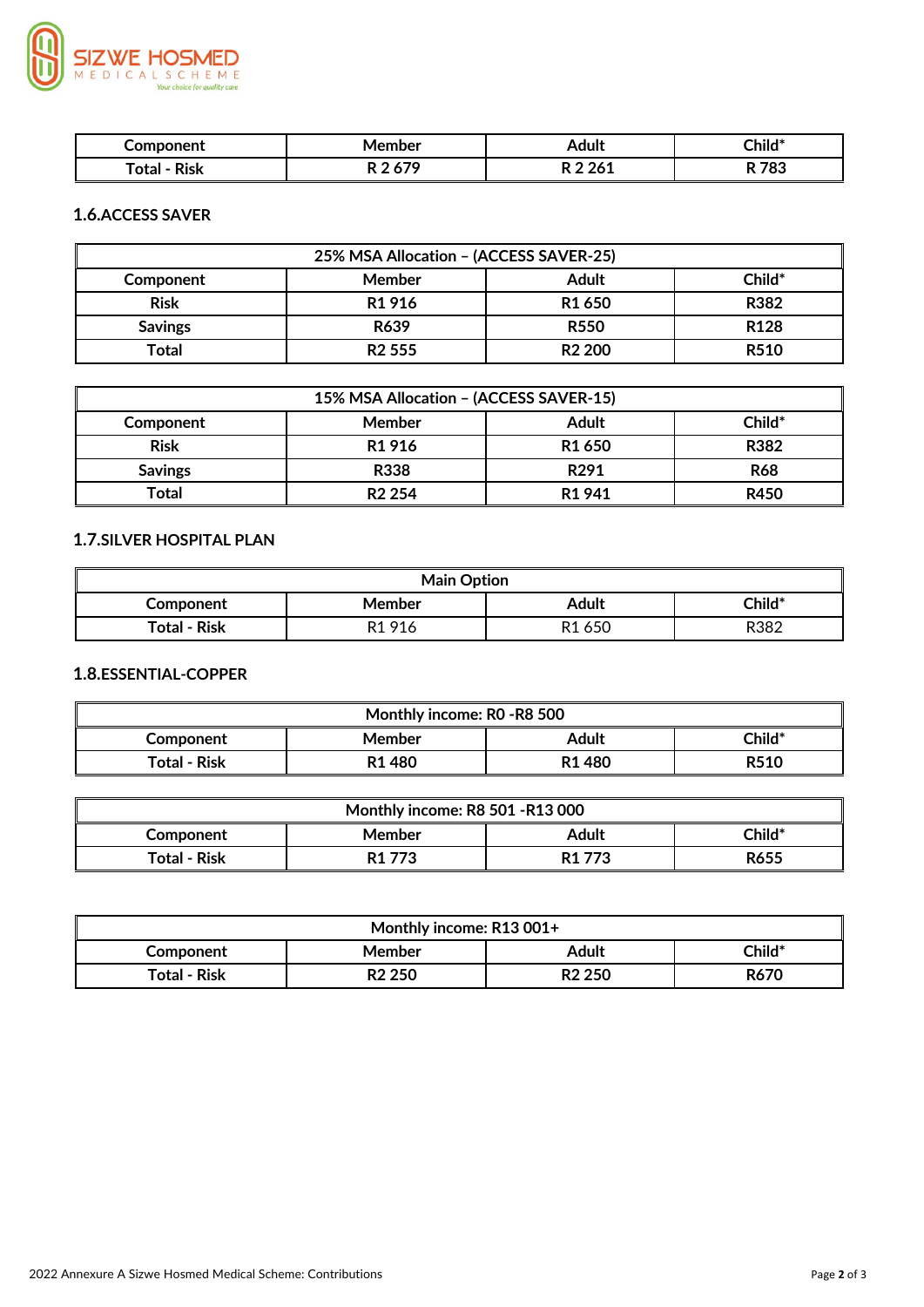| Component | Member | Adult | Child* |
| --- | --- | --- | --- |
| Total - Risk | R 2 679 | R 2 261 | R 783 |

### 1.6.ACCESS SAVER

| 25% MSA Allocation – (ACCESS SAVER-25) | | | |
| --- | --- | --- | --- |
| Component | Member | Adult | Child* |
| Risk | R1 916 | R1 650 | R382 |
| Savings | R639 | R550 | R128 |
| Total | R2 555 | R2 200 | R510 |

| 15% MSA Allocation – (ACCESS SAVER-15) | | | |
| --- | --- | --- | --- |
| Component | Member | Adult | Child* |
| Risk | R1 916 | R1 650 | R382 |
| Savings | R338 | R291 | R68 |
| Total | R2 254 | R1 941 | R450 |

### 1.7.SILVER HOSPITAL PLAN

| Main Option | | | |
| --- | --- | --- | --- |
| Component | Member | Adult | Child* |
| Total - Risk | R1 916 | R1 650 | R382 |

### 1.8.ESSENTIAL-COPPER

| Monthly income: R0 -R8 500 | | | |
| --- | --- | --- | --- |
| Component | Member | Adult | Child* |
| Total - Risk | R1 480 | R1 480 | R510 |

| Monthly income: R8 501 -R13 000 | | | |
| --- | --- | --- | --- |
| Component | Member | Adult | Child* |
| Total - Risk | R1 773 | R1 773 | R655 |

| Monthly income: R13 001+ | | | |
| --- | --- | --- | --- |
| Component | Member | Adult | Child* |
| Total - Risk | R2 250 | R2 250 | R670 |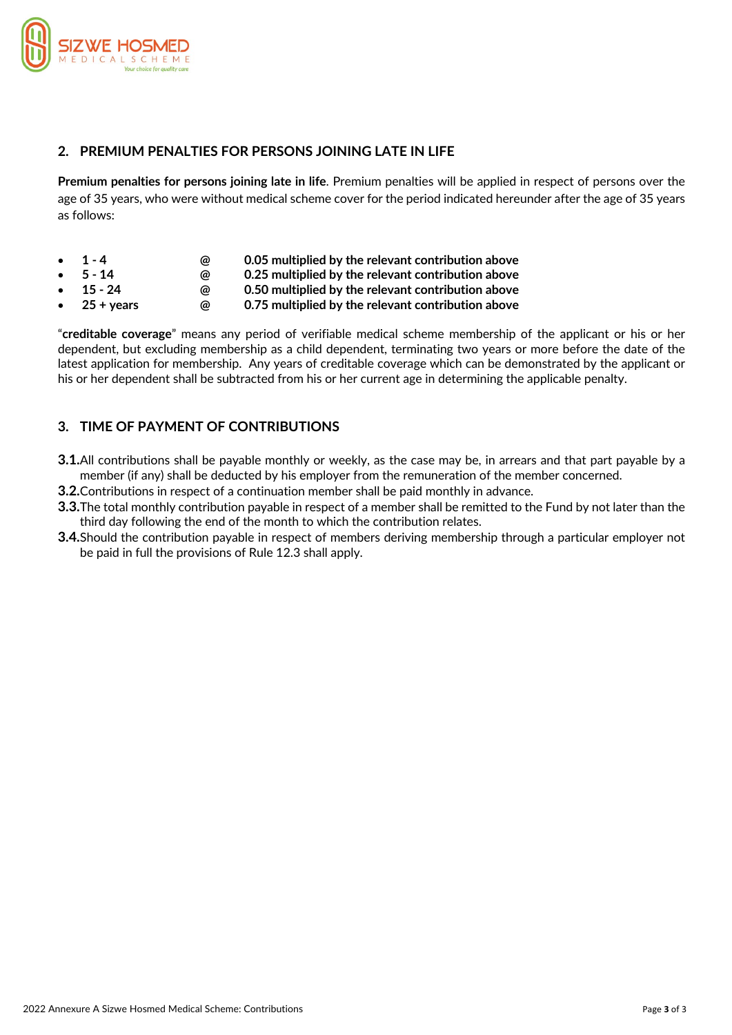## 2. PREMIUM PENALTIES FOR PERSONS JOINING LATE IN LIFE

**Premium penalties for persons joining late in life**. Premium penalties will be applied in respect of persons over the age of 35 years, who were without medical scheme cover for the period indicated hereunder after the age of 35 years as follows:

- **1 - 4** **@** **0.05 multiplied by the relevant contribution above**
- **5 - 14** **@** **0.25 multiplied by the relevant contribution above**
- **15 - 24** **@** **0.50 multiplied by the relevant contribution above**
- **25 + years** **@** **0.75 multiplied by the relevant contribution above**

"**creditable coverage**" means any period of verifiable medical scheme membership of the applicant or his or her dependent, but excluding membership as a child dependent, terminating two years or more before the date of the latest application for membership. Any years of creditable coverage which can be demonstrated by the applicant or his or her dependent shall be subtracted from his or her current age in determining the applicable penalty.

## 3. TIME OF PAYMENT OF CONTRIBUTIONS

**3.1.** All contributions shall be payable monthly or weekly, as the case may be, in arrears and that part payable by a member (if any) shall be deducted by his employer from the remuneration of the member concerned.

**3.2.** Contributions in respect of a continuation member shall be paid monthly in advance.

**3.3.** The total monthly contribution payable in respect of a member shall be remitted to the Fund by not later than the third day following the end of the month to which the contribution relates.

**3.4.** Should the contribution payable in respect of members deriving membership through a particular employer not be paid in full the provisions of Rule 12.3 shall apply.